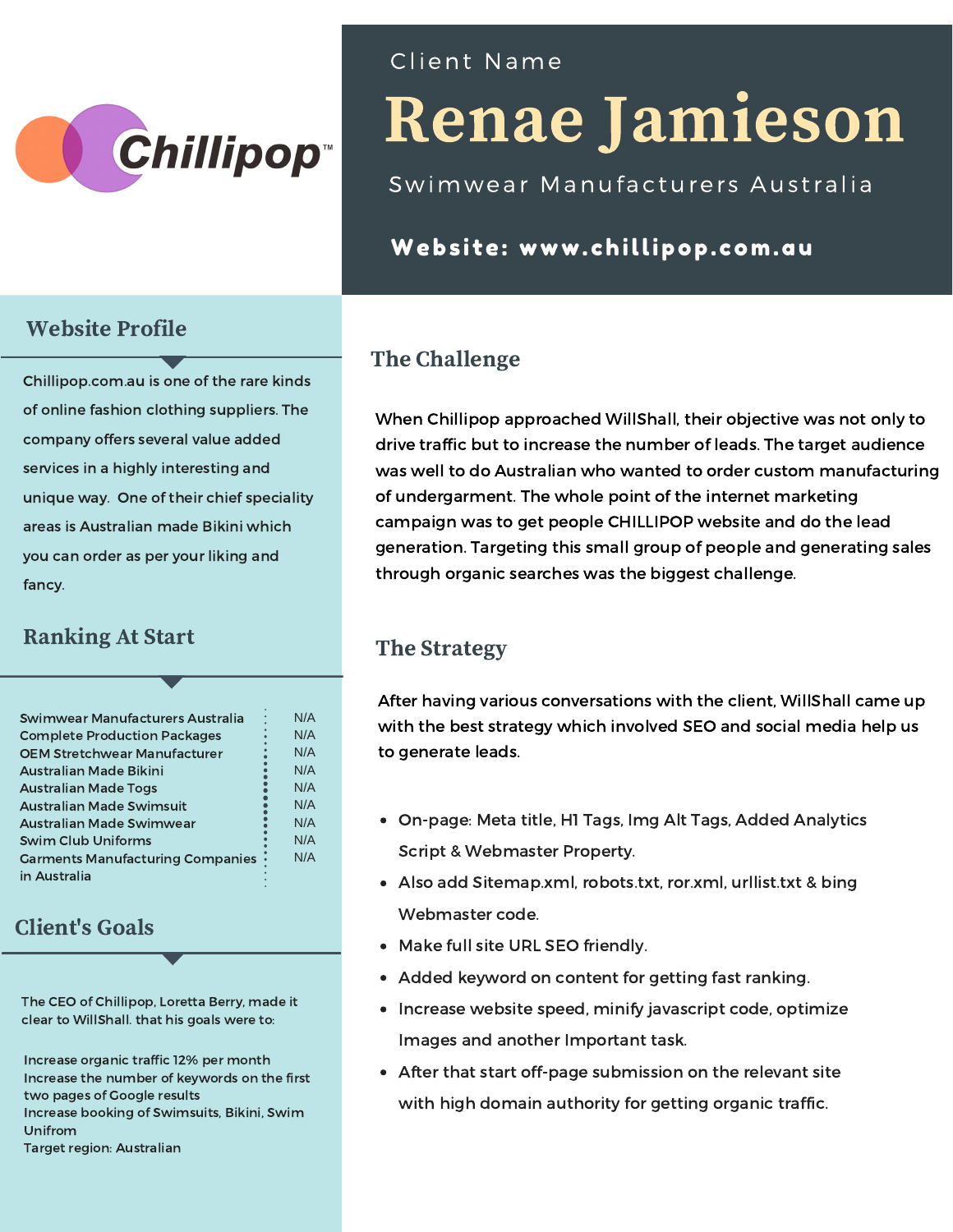Chillipop™

Client Name

# Renae Jamieson

Swimwear Manufacturers Australia

**Website: www.chillipop.com.au**

## Website Profile

Chillipop.com.au is one of the rare kinds of online fashion clothing suppliers. The company offers several value added services in a highly interesting and unique way. One of their chief speciality areas is Australian made Bikini which you can order as per your liking and fancy.

## Ranking At Start

| Keyword | Ranking |
| --- | --- |
| Swimwear Manufacturers Australia | N/A |
| Complete Production Packages | N/A |
| OEM Stretchwear Manufacturer | N/A |
| Australian Made Bikini | N/A |
| Australian Made Togs | N/A |
| Australian Made Swimsuit | N/A |
| Australian Made Swimwear | N/A |
| Swim Club Uniforms | N/A |
| Garments Manufacturing Companies in Australia | N/A |

## Client's Goals

The CEO of Chillipop, Loretta Berry, made it clear to WillShall. that his goals were to:

Increase organic traffic 12% per month
Increase the number of keywords on the first two pages of Google results
Increase booking of Swimsuits, Bikini, Swim Unifrom
Target region: Australian

## The Challenge

When Chillipop approached WillShall, their objective was not only to drive traffic but to increase the number of leads. The target audience was well to do Australian who wanted to order custom manufacturing of undergarment. The whole point of the internet marketing campaign was to get people CHILLIPOP website and do the lead generation. Targeting this small group of people and generating sales through organic searches was the biggest challenge.

## The Strategy

After having various conversations with the client, WillShall came up with the best strategy which involved SEO and social media help us to generate leads.

- On-page: Meta title, H1 Tags, Img Alt Tags, Added Analytics Script & Webmaster Property.
- Also add Sitemap.xml, robots.txt, ror.xml, urllist.txt & bing Webmaster code.
- Make full site URL SEO friendly.
- Added keyword on content for getting fast ranking.
- Increase website speed, minify javascript code, optimize Images and another Important task.
- After that start off-page submission on the relevant site with high domain authority for getting organic traffic.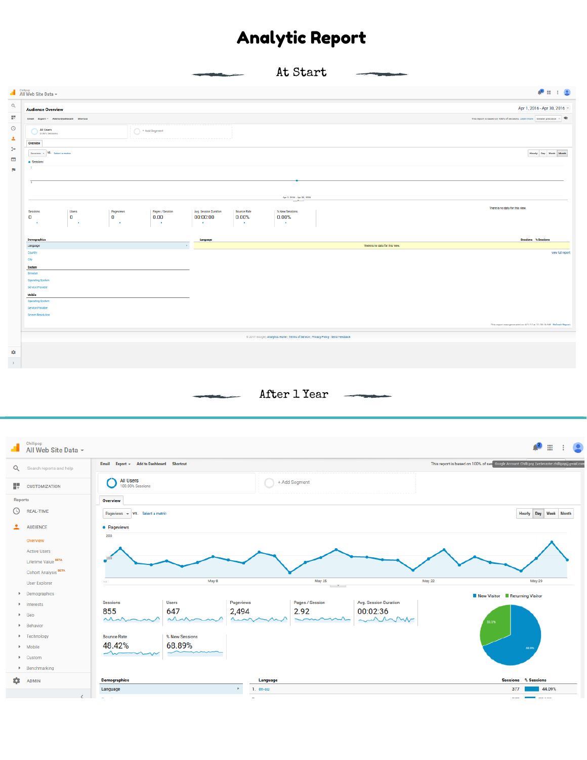# Analytic Report

## At Start

Chillipop
All Web Site Data

**Audience Overview**

Apr 1, 2016 - Apr 30, 2016

Email Export Add to Dashboard Shortcut

All Users
0.00% Sessions

+ Add Segment

Overview

Sessions vs. Select a metric

Hourly Day Week Month

Sessions

| Sessions | Users | Pageviews | Pages / Session | Avg. Session Duration | Bounce Rate | % New Sessions |
|---|---|---|---|---|---|---|
| 0 | 0 | 0 | 0.00 | 00:00:00 | 0.00% | 0.00% |

There is no data for this view.

**Demographics**
- Language
- Country
- City

**System**
- Browser
- Operating System
- Service Provider

**Mobile**
- Operating System
- Service Provider
- Screen Resolution

| Language | Sessions | % Sessions |
|---|---|---|
| There is no data for this view. | | |

view full report

## After 1 Year

Chillipop
All Web Site Data

Search reports and help

CUSTOMIZATION

Reports

REAL-TIME

AUDIENCE
- Overview
- Active Users
- Lifetime Value BETA
- Cohort Analysis BETA
- User Explorer
- Demographics
- Interests
- Geo
- Behavior
- Technology
- Mobile
- Custom
- Benchmarking

ADMIN

Email Export Add to Dashboard Shortcut

This report is based on 100% of ses

All Users
100.00% Sessions

+ Add Segment

Overview

Pageviews vs. Select a metric

Hourly Day Week Month

Pageviews

200
100

May 8 May 15 May 22 May 29

| Sessions | Users | Pageviews | Pages / Session | Avg. Session Duration |
|---|---|---|---|---|
| 855 | 647 | 2,494 | 2.92 | 00:02:36 |

| Bounce Rate | % New Sessions |
|---|---|
| 48.42% | 68.89% |

New Visitor | Returning Visitor

31.1% | 68.9%

**Demographics**
- Language

| | Language | Sessions | % Sessions |
|---|---|---|---|
| 1. | en-au | 377 | 44.09% |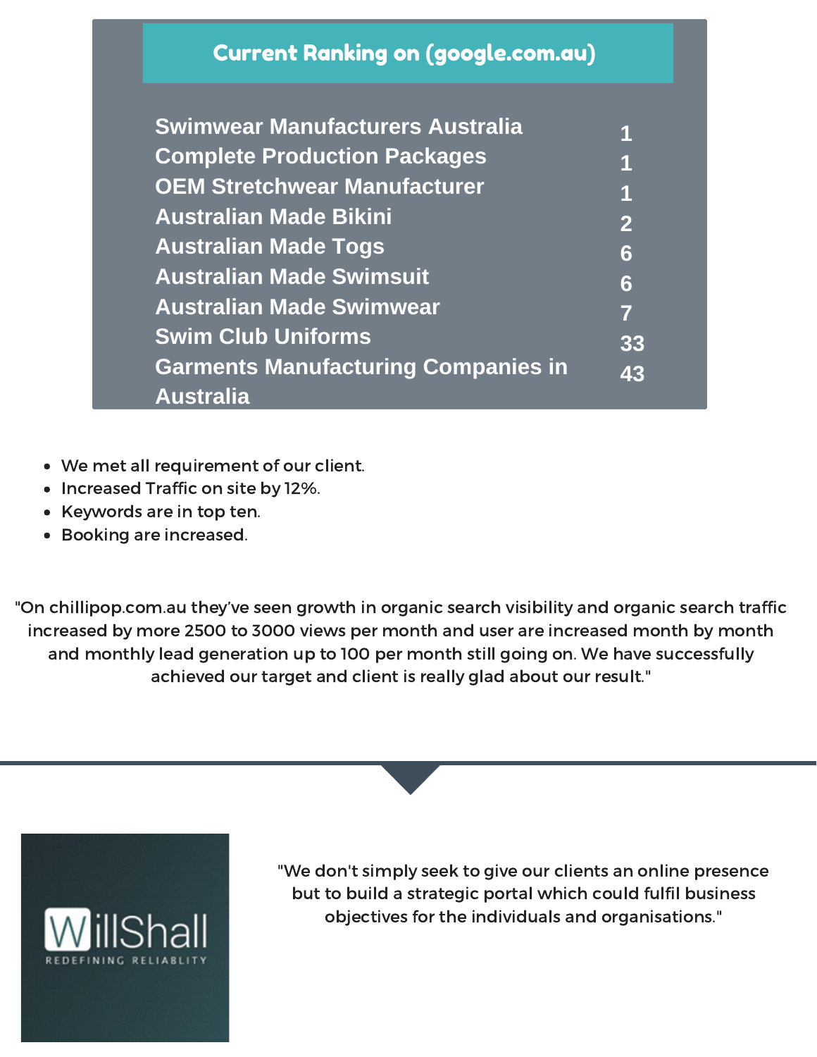## Current Ranking on (google.com.au)

| | |
|---|---|
| Swimwear Manufacturers Australia | 1 |
| Complete Production Packages | 1 |
| OEM Stretchwear Manufacturer | 1 |
| Australian Made Bikini | 2 |
| Australian Made Togs | 6 |
| Australian Made Swimsuit | 6 |
| Australian Made Swimwear | 7 |
| Swim Club Uniforms | 33 |
| Garments Manufacturing Companies in Australia | 43 |

- We met all requirement of our client.
- Increased Traffic on site by 12%.
- Keywords are in top ten.
- Booking are increased.

"On chillipop.com.au they've seen growth in organic search visibility and organic search traffic increased by more 2500 to 3000 views per month and user are increased month by month and monthly lead generation up to 100 per month still going on. We have successfully achieved our target and client is really glad about our result."

WillShall
REDEFINING RELIABLITY

"We don't simply seek to give our clients an online presence but to build a strategic portal which could fulfil business objectives for the individuals and organisations."